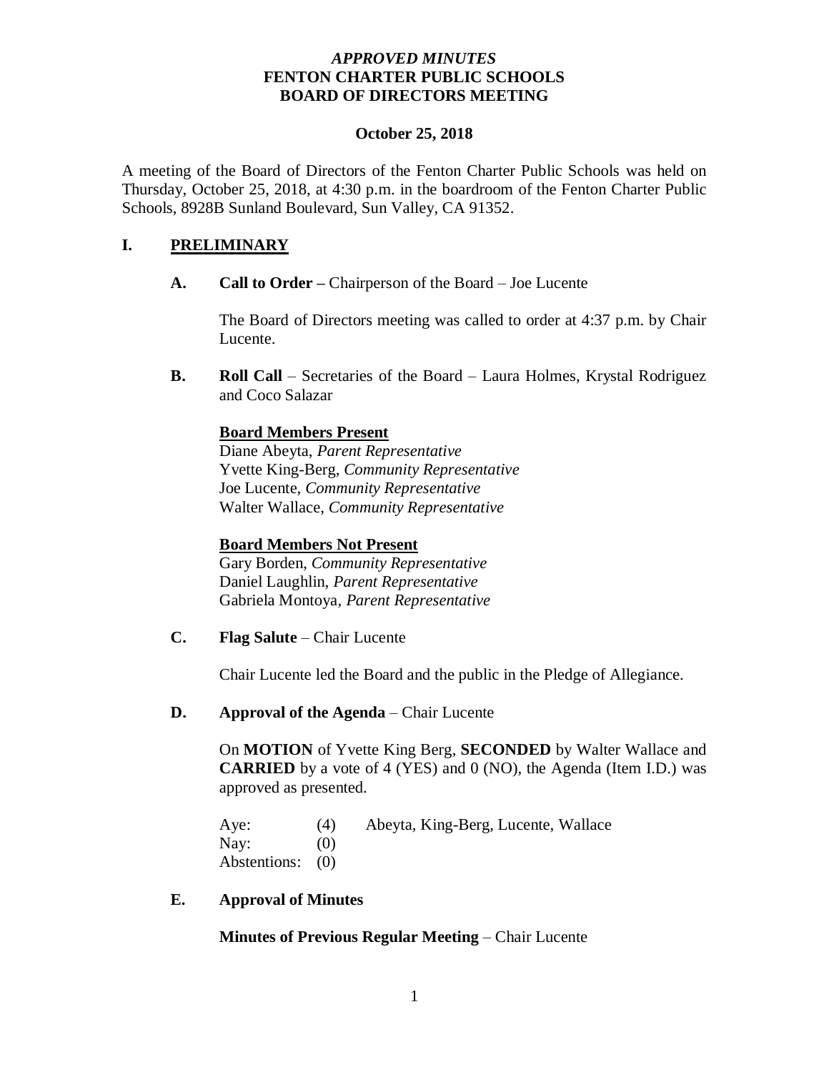***APPROVED MINUTES***
**FENTON CHARTER PUBLIC SCHOOLS**
**BOARD OF DIRECTORS MEETING**

**October 25, 2018**

A meeting of the Board of Directors of the Fenton Charter Public Schools was held on Thursday, October 25, 2018, at 4:30 p.m. in the boardroom of the Fenton Charter Public Schools, 8928B Sunland Boulevard, Sun Valley, CA 91352.

## I. PRELIMINARY

**A. Call to Order –** Chairperson of the Board – Joe Lucente

The Board of Directors meeting was called to order at 4:37 p.m. by Chair Lucente.

**B. Roll Call** – Secretaries of the Board – Laura Holmes, Krystal Rodriguez and Coco Salazar

**Board Members Present**
Diane Abeyta, *Parent Representative*
Yvette King-Berg, *Community Representative*
Joe Lucente, *Community Representative*
Walter Wallace, *Community Representative*

**Board Members Not Present**
Gary Borden, *Community Representative*
Daniel Laughlin, *Parent Representative*
Gabriela Montoya, *Parent Representative*

**C. Flag Salute** – Chair Lucente

Chair Lucente led the Board and the public in the Pledge of Allegiance.

**D. Approval of the Agenda** – Chair Lucente

On **MOTION** of Yvette King Berg, **SECONDED** by Walter Wallace and **CARRIED** by a vote of 4 (YES) and 0 (NO), the Agenda (Item I.D.) was approved as presented.

Aye: (4) Abeyta, King-Berg, Lucente, Wallace
Nay: (0)
Abstentions: (0)

**E. Approval of Minutes**

**Minutes of Previous Regular Meeting** – Chair Lucente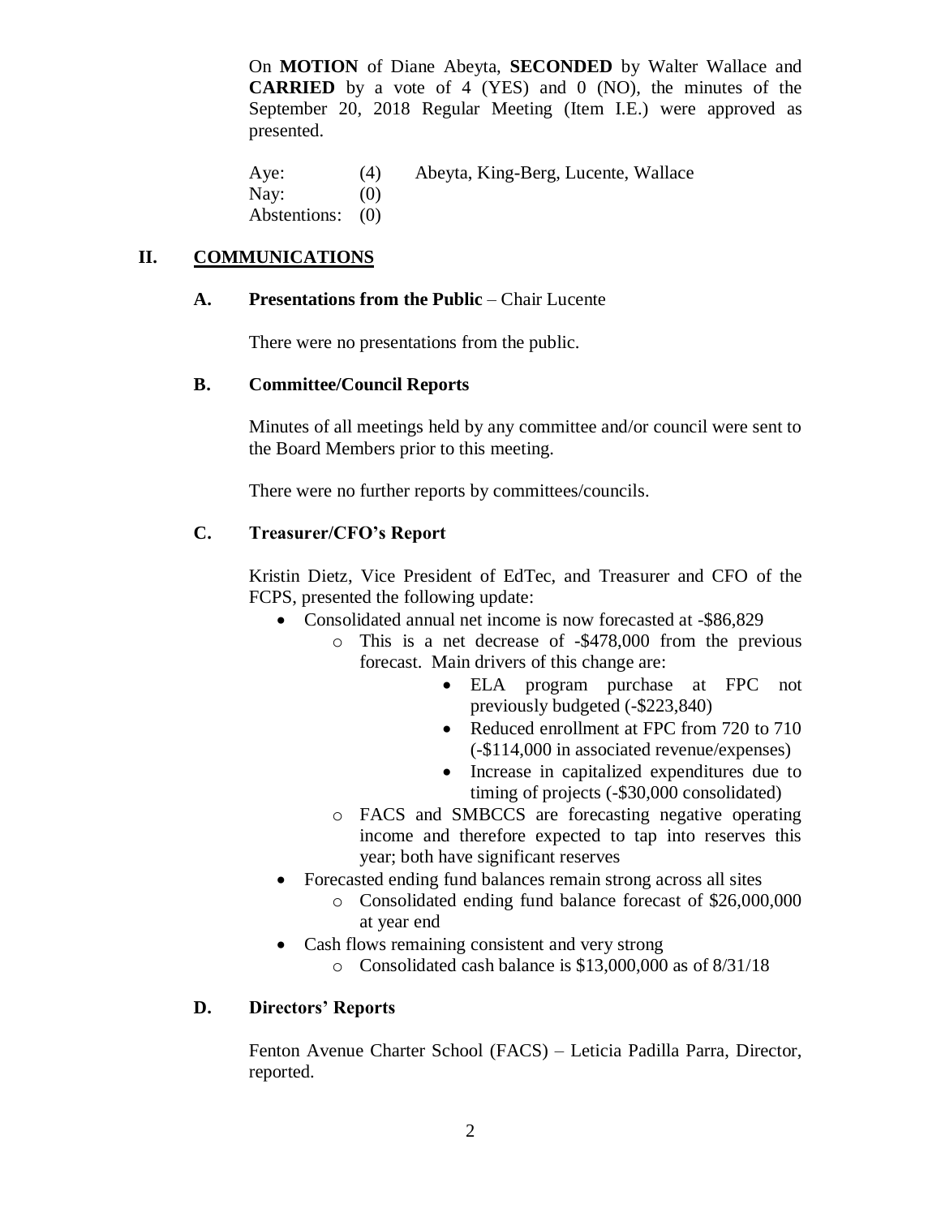On **MOTION** of Diane Abeyta, **SECONDED** by Walter Wallace and **CARRIED** by a vote of 4 (YES) and 0 (NO), the minutes of the September 20, 2018 Regular Meeting (Item I.E.) were approved as presented.

| | | |
|---|---|---|
| Aye: | (4) | Abeyta, King-Berg, Lucente, Wallace |
| Nay: | (0) | |
| Abstentions: | (0) | |

## II. COMMUNICATIONS

### A. Presentations from the Public – Chair Lucente

There were no presentations from the public.

### B. Committee/Council Reports

Minutes of all meetings held by any committee and/or council were sent to the Board Members prior to this meeting.

There were no further reports by committees/councils.

### C. Treasurer/CFO's Report

Kristin Dietz, Vice President of EdTec, and Treasurer and CFO of the FCPS, presented the following update:

- Consolidated annual net income is now forecasted at -$86,829
  - This is a net decrease of -$478,000 from the previous forecast. Main drivers of this change are:
    - ELA program purchase at FPC not previously budgeted (-$223,840)
    - Reduced enrollment at FPC from 720 to 710 (-$114,000 in associated revenue/expenses)
    - Increase in capitalized expenditures due to timing of projects (-$30,000 consolidated)
  - FACS and SMBCCS are forecasting negative operating income and therefore expected to tap into reserves this year; both have significant reserves
- Forecasted ending fund balances remain strong across all sites
  - Consolidated ending fund balance forecast of $26,000,000 at year end
- Cash flows remaining consistent and very strong
  - Consolidated cash balance is $13,000,000 as of 8/31/18

### D. Directors' Reports

Fenton Avenue Charter School (FACS) – Leticia Padilla Parra, Director, reported.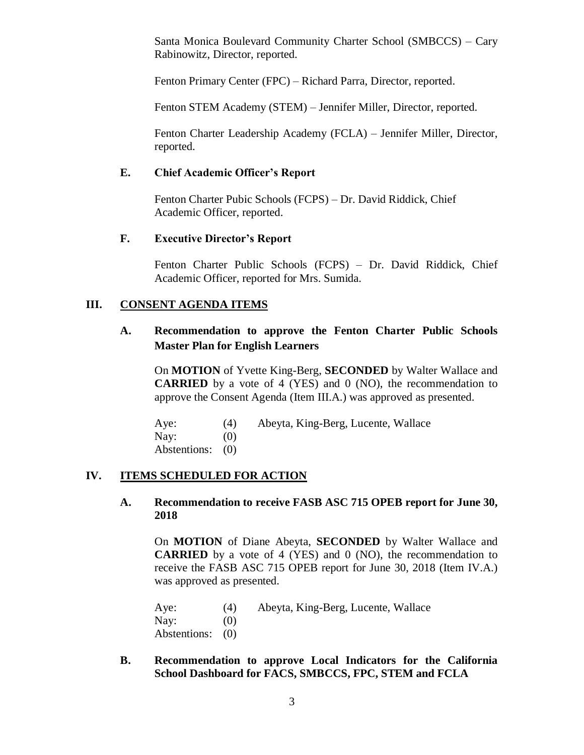Santa Monica Boulevard Community Charter School (SMBCCS) – Cary Rabinowitz, Director, reported.

Fenton Primary Center (FPC) – Richard Parra, Director, reported.

Fenton STEM Academy (STEM) – Jennifer Miller, Director, reported.

Fenton Charter Leadership Academy (FCLA) – Jennifer Miller, Director, reported.

### E. Chief Academic Officer's Report

Fenton Charter Pubic Schools (FCPS) – Dr. David Riddick, Chief Academic Officer, reported.

### F. Executive Director's Report

Fenton Charter Public Schools (FCPS) – Dr. David Riddick, Chief Academic Officer, reported for Mrs. Sumida.

## III. CONSENT AGENDA ITEMS

### A. Recommendation to approve the Fenton Charter Public Schools Master Plan for English Learners

On **MOTION** of Yvette King-Berg, **SECONDED** by Walter Wallace and **CARRIED** by a vote of 4 (YES) and 0 (NO), the recommendation to approve the Consent Agenda (Item III.A.) was approved as presented.

Aye: (4) Abeyta, King-Berg, Lucente, Wallace
Nay: (0)
Abstentions: (0)

## IV. ITEMS SCHEDULED FOR ACTION

### A. Recommendation to receive FASB ASC 715 OPEB report for June 30, 2018

On **MOTION** of Diane Abeyta, **SECONDED** by Walter Wallace and **CARRIED** by a vote of 4 (YES) and 0 (NO), the recommendation to receive the FASB ASC 715 OPEB report for June 30, 2018 (Item IV.A.) was approved as presented.

Aye: (4) Abeyta, King-Berg, Lucente, Wallace
Nay: (0)
Abstentions: (0)

### B. Recommendation to approve Local Indicators for the California School Dashboard for FACS, SMBCCS, FPC, STEM and FCLA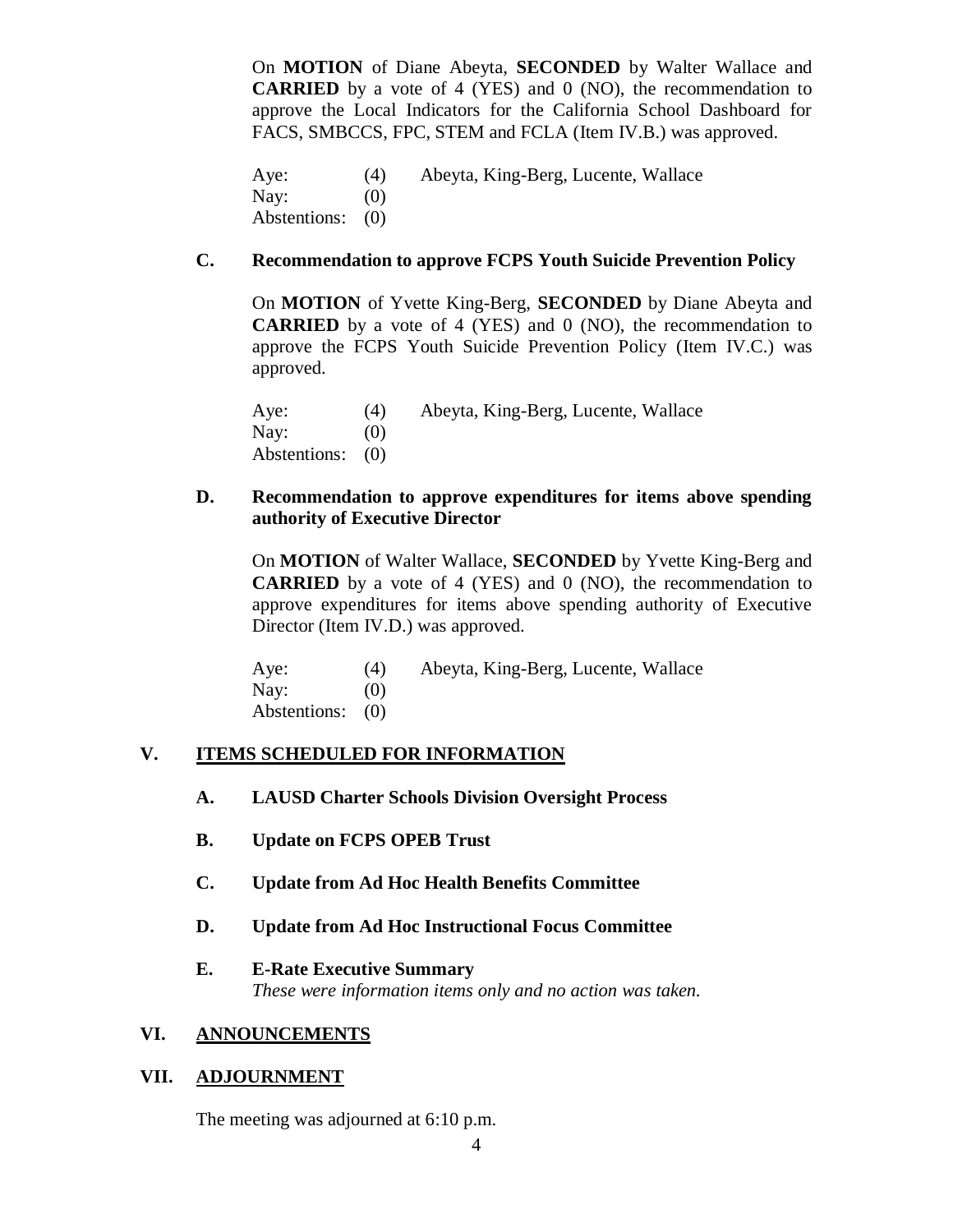On **MOTION** of Diane Abeyta, **SECONDED** by Walter Wallace and **CARRIED** by a vote of 4 (YES) and 0 (NO), the recommendation to approve the Local Indicators for the California School Dashboard for FACS, SMBCCS, FPC, STEM and FCLA (Item IV.B.) was approved.

| | | |
|---|---|---|
| Aye: | (4) | Abeyta, King-Berg, Lucente, Wallace |
| Nay: | (0) | |
| Abstentions: | (0) | |

**C. Recommendation to approve FCPS Youth Suicide Prevention Policy**

On **MOTION** of Yvette King-Berg, **SECONDED** by Diane Abeyta and **CARRIED** by a vote of 4 (YES) and 0 (NO), the recommendation to approve the FCPS Youth Suicide Prevention Policy (Item IV.C.) was approved.

| | | |
|---|---|---|
| Aye: | (4) | Abeyta, King-Berg, Lucente, Wallace |
| Nay: | (0) | |
| Abstentions: | (0) | |

**D. Recommendation to approve expenditures for items above spending authority of Executive Director**

On **MOTION** of Walter Wallace, **SECONDED** by Yvette King-Berg and **CARRIED** by a vote of 4 (YES) and 0 (NO), the recommendation to approve expenditures for items above spending authority of Executive Director (Item IV.D.) was approved.

| | | |
|---|---|---|
| Aye: | (4) | Abeyta, King-Berg, Lucente, Wallace |
| Nay: | (0) | |
| Abstentions: | (0) | |

## V. ITEMS SCHEDULED FOR INFORMATION

**A. LAUSD Charter Schools Division Oversight Process**

**B. Update on FCPS OPEB Trust**

**C. Update from Ad Hoc Health Benefits Committee**

**D. Update from Ad Hoc Instructional Focus Committee**

**E. E-Rate Executive Summary**
*These were information items only and no action was taken.*

## VI. ANNOUNCEMENTS

## VII. ADJOURNMENT

The meeting was adjourned at 6:10 p.m.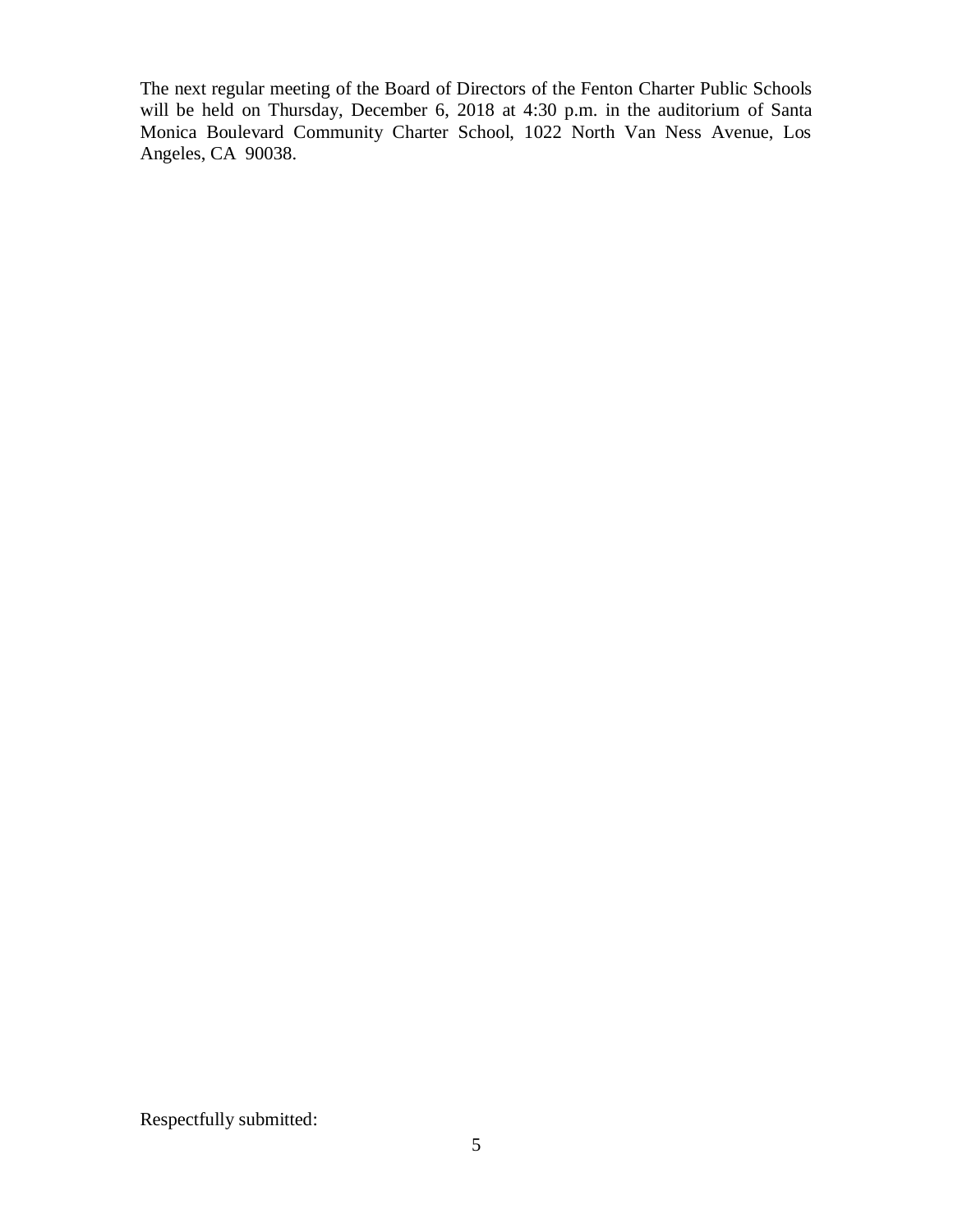The next regular meeting of the Board of Directors of the Fenton Charter Public Schools will be held on Thursday, December 6, 2018 at 4:30 p.m. in the auditorium of Santa Monica Boulevard Community Charter School, 1022 North Van Ness Avenue, Los Angeles, CA 90038.

Respectfully submitted: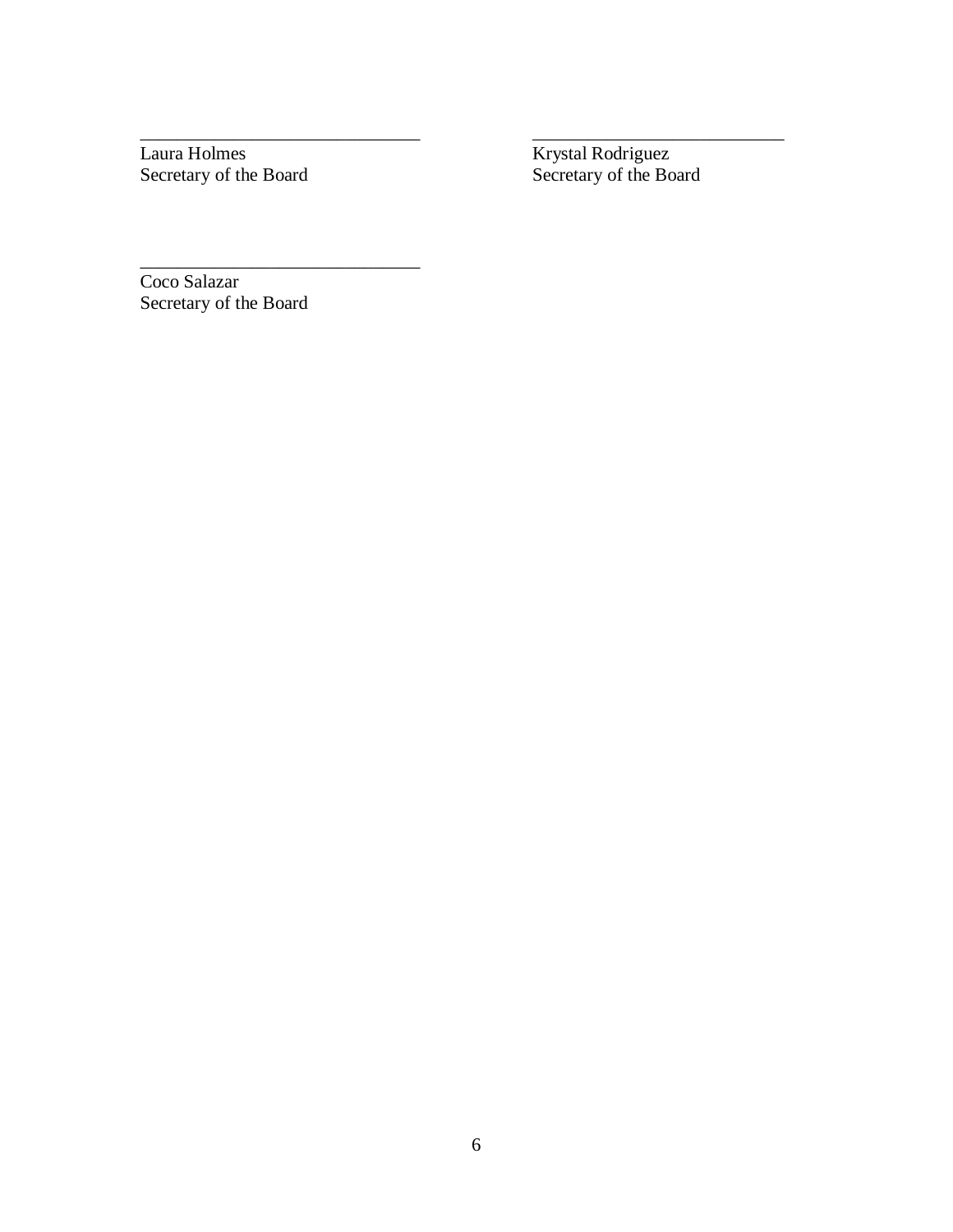\_\_\_\_\_\_\_\_\_\_\_\_\_\_\_\_\_\_\_\_\_\_\_\_\_\_\_\_\_\_
Laura Holmes
Secretary of the Board

\_\_\_\_\_\_\_\_\_\_\_\_\_\_\_\_\_\_\_\_\_\_\_\_\_\_\_\_\_\_
Krystal Rodriguez
Secretary of the Board

\_\_\_\_\_\_\_\_\_\_\_\_\_\_\_\_\_\_\_\_\_\_\_\_\_\_\_\_\_\_
Coco Salazar
Secretary of the Board